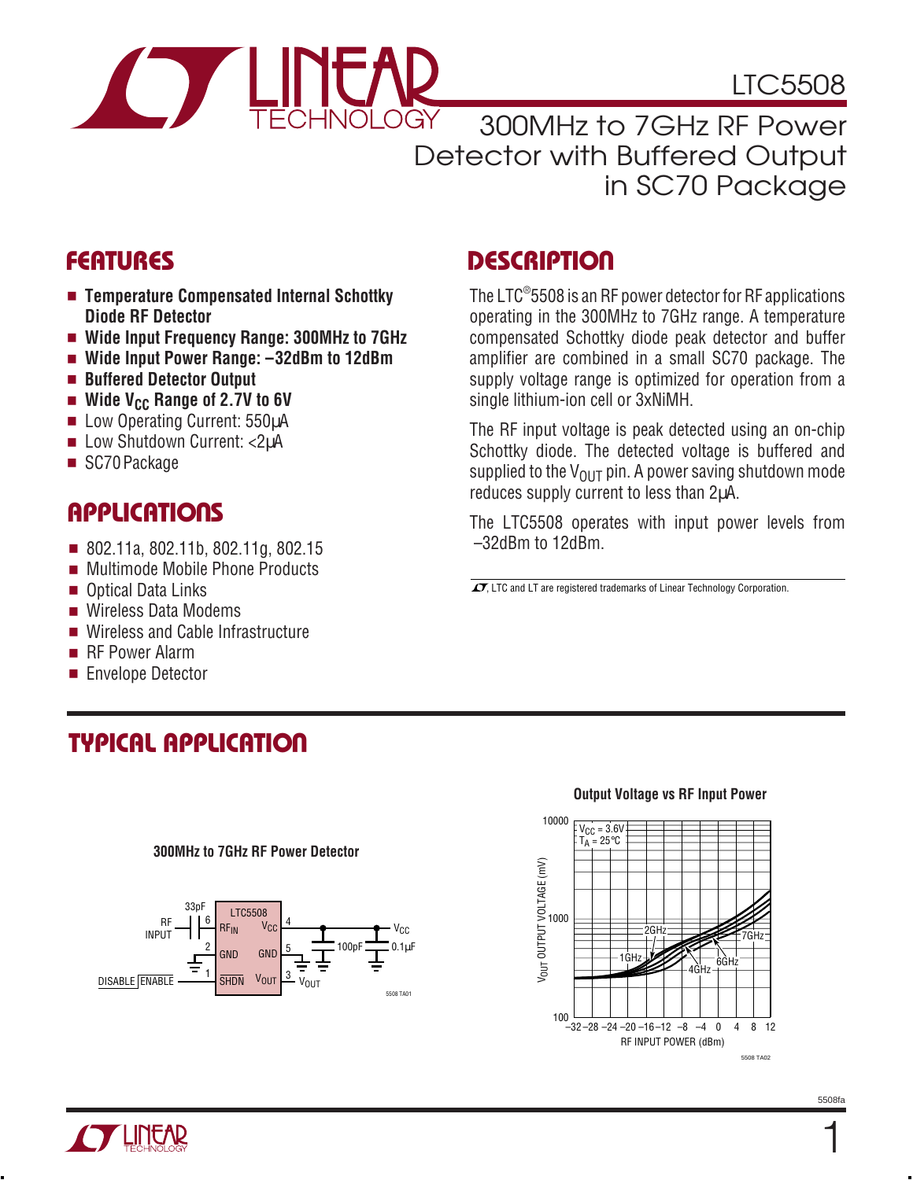# LTC5508

## 300MHz to 7GHz RF Power Detector with Buffered Output in SC70 Package

## FEATURES

- **Temperature Compensated Internal Schottky Diode RF Detector**
- **Wide Input Frequency Range: 300MHz to 7GHz**
- **Wide Input Power Range: –32dBm to 12dBm**
- **Buffered Detector Output**
- **Wide $V_{CC}$ Range of 2.7V to 6V**
- Low Operating Current: 550µA
- Low Shutdown Current: <2µA
- SC70 Package

## APPLICATIONS

- 802.11a, 802.11b, 802.11g, 802.15
- Multimode Mobile Phone Products
- Optical Data Links
- Wireless Data Modems
- Wireless and Cable Infrastructure
- RF Power Alarm
- Envelope Detector

## DESCRIPTION

The LTC®5508 is an RF power detector for RF applications operating in the 300MHz to 7GHz range. A temperature compensated Schottky diode peak detector and buffer amplifier are combined in a small SC70 package. The supply voltage range is optimized for operation from a single lithium-ion cell or 3xNiMH.

The RF input voltage is peak detected using an on-chip Schottky diode. The detected voltage is buffered and supplied to the $V_{OUT}$ pin. A power saving shutdown mode reduces supply current to less than 2µA.

The LTC5508 operates with input power levels from –32dBm to 12dBm.

LT, LTC and LT are registered trademarks of Linear Technology Corporation.

## TYPICAL APPLICATION

**300MHz to 7GHz RF Power Detector**

**Output Voltage vs RF Input Power**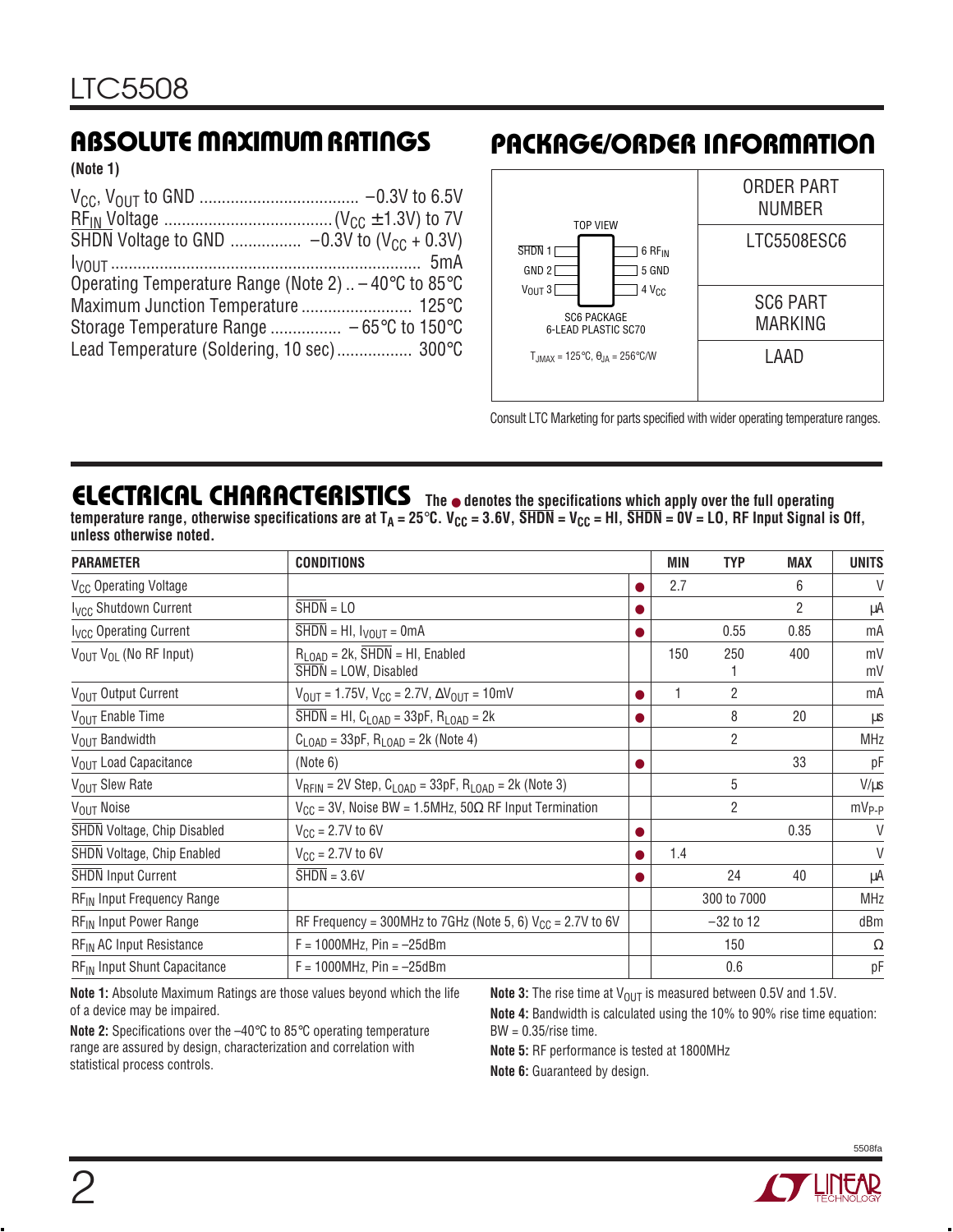## ABSOLUTE MAXIMUM RATINGS

**(Note 1)**

$V_{CC}$, $V_{OUT}$ to GND .................................... –0.3V to 6.5V
$RF_{IN}$ Voltage ...................................... ($V_{CC}$ ±1.3V) to 7V
$\overline{SHDN}$ Voltage to GND ................ –0.3V to ($V_{CC}$ + 0.3V)
$I_{VOUT}$ ..................................................................... 5mA
Operating Temperature Range (Note 2) .. –40°C to 85°C
Maximum Junction Temperature ......................... 125°C
Storage Temperature Range ................ –65°C to 150°C
Lead Temperature (Soldering, 10 sec) ................. 300°C

## PACKAGE/ORDER INFORMATION

TOP VIEW

| Pin | Name | Pin | Name |
|---|---|---|---|
| 1 | $\overline{SHDN}$ | 6 | $RF_{IN}$ |
| 2 | GND | 5 | GND |
| 3 | $V_{OUT}$ | 4 | $V_{CC}$ |

SC6 PACKAGE
6-LEAD PLASTIC SC70

$T_{JMAX}$ = 125°C, $\theta_{JA}$ = 256°C/W

| ORDER PART NUMBER | SC6 PART MARKING |
|---|---|
| LTC5508ESC6 | LAAD |

Consult LTC Marketing for parts specified with wider operating temperature ranges.

## ELECTRICAL CHARACTERISTICS

The ● denotes the specifications which apply over the full operating temperature range, otherwise specifications are at $T_A$ = 25°C. $V_{CC}$ = 3.6V, $\overline{SHDN}$ = $V_{CC}$ = HI, $\overline{SHDN}$ = 0V = LO, RF Input Signal is Off, unless otherwise noted.

| PARAMETER | CONDITIONS | | MIN | TYP | MAX | UNITS |
|---|---|---|---|---|---|---|
| $V_{CC}$ Operating Voltage | | ● | 2.7 | | 6 | V |
| $I_{VCC}$ Shutdown Current | $\overline{SHDN}$ = LO | ● | | | 2 | µA |
| $I_{VCC}$ Operating Current | $\overline{SHDN}$ = HI, $I_{VOUT}$ = 0mA | ● | | 0.55 | 0.85 | mA |
| $V_{OUT}$ $V_{OL}$ (No RF Input) | $R_{LOAD}$ = 2k, $\overline{SHDN}$ = HI, Enabled<br>$\overline{SHDN}$ = LOW, Disabled | | 150 | 250<br>1 | 400 | mV<br>mV |
| $V_{OUT}$ Output Current | $V_{OUT}$ = 1.75V, $V_{CC}$ = 2.7V, $\Delta V_{OUT}$ = 10mV | ● | 1 | 2 | | mA |
| $V_{OUT}$ Enable Time | $\overline{SHDN}$ = HI, $C_{LOAD}$ = 33pF, $R_{LOAD}$ = 2k | ● | | 8 | 20 | µs |
| $V_{OUT}$ Bandwidth | $C_{LOAD}$ = 33pF, $R_{LOAD}$ = 2k (Note 4) | | | 2 | | MHz |
| $V_{OUT}$ Load Capacitance | (Note 6) | ● | | | 33 | pF |
| $V_{OUT}$ Slew Rate | $V_{RFIN}$ = 2V Step, $C_{LOAD}$ = 33pF, $R_{LOAD}$ = 2k (Note 3) | | | 5 | | V/µs |
| $V_{OUT}$ Noise | $V_{CC}$ = 3V, Noise BW = 1.5MHz, 50Ω RF Input Termination | | | 2 | | $mV_{P-P}$ |
| $\overline{SHDN}$ Voltage, Chip Disabled | $V_{CC}$ = 2.7V to 6V | ● | | | 0.35 | V |
| $\overline{SHDN}$ Voltage, Chip Enabled | $V_{CC}$ = 2.7V to 6V | ● | 1.4 | | | V |
| $\overline{SHDN}$ Input Current | $\overline{SHDN}$ = 3.6V | ● | | 24 | 40 | µA |
| $RF_{IN}$ Input Frequency Range | | | | 300 to 7000 | | MHz |
| $RF_{IN}$ Input Power Range | RF Frequency = 300MHz to 7GHz (Note 5, 6) $V_{CC}$ = 2.7V to 6V | | | –32 to 12 | | dBm |
| $RF_{IN}$ AC Input Resistance | F = 1000MHz, Pin = –25dBm | | | 150 | | Ω |
| $RF_{IN}$ Input Shunt Capacitance | F = 1000MHz, Pin = –25dBm | | | 0.6 | | pF |

**Note 1:** Absolute Maximum Ratings are those values beyond which the life of a device may be impaired.

**Note 2:** Specifications over the –40°C to 85°C operating temperature range are assured by design, characterization and correlation with statistical process controls.

**Note 3:** The rise time at $V_{OUT}$ is measured between 0.5V and 1.5V.

**Note 4:** Bandwidth is calculated using the 10% to 90% rise time equation: BW = 0.35/rise time.

**Note 5:** RF performance is tested at 1800MHz

**Note 6:** Guaranteed by design.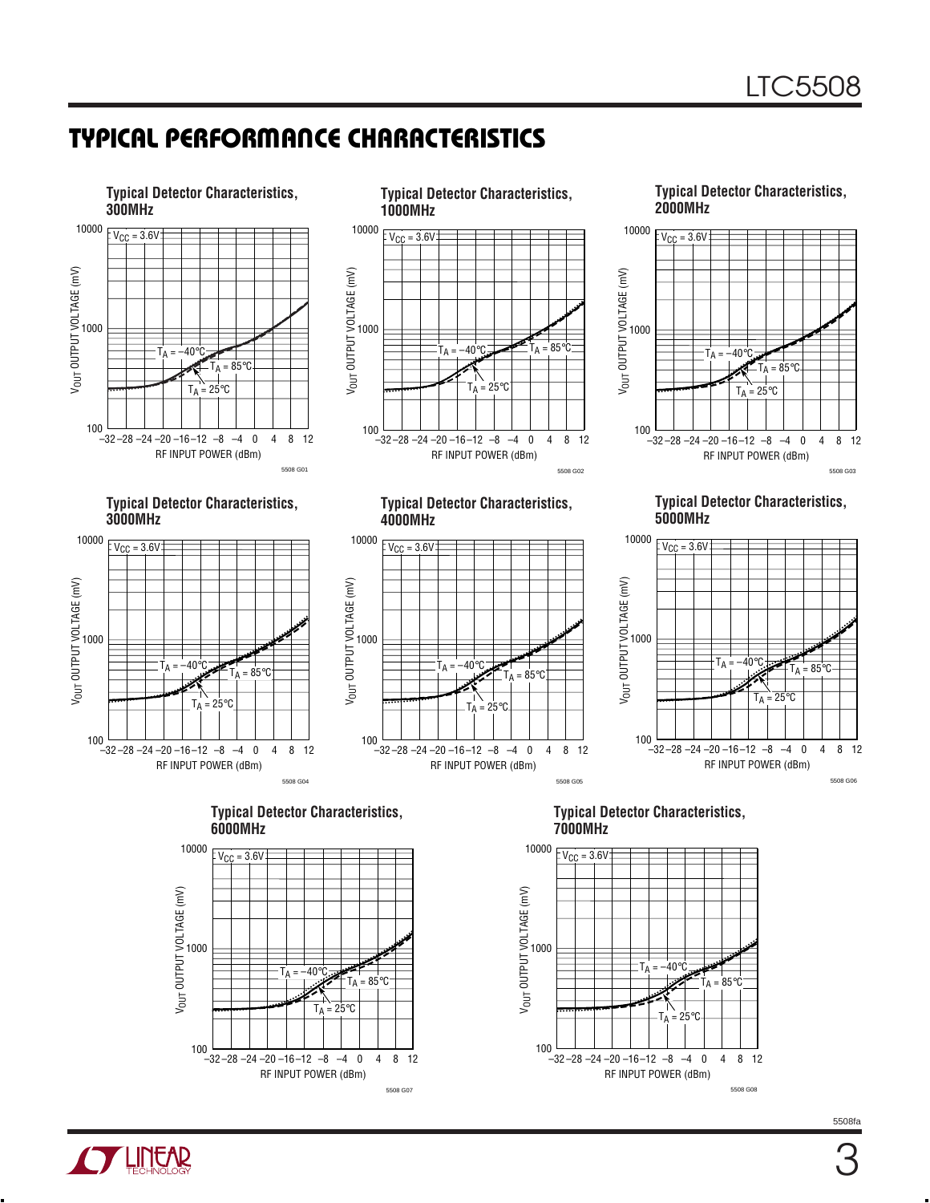## TYPICAL PERFORMANCE CHARACTERISTICS

**Typical Detector Characteristics, 300MHz**

$V_{CC}$ = 3.6V

$T_A$ = –40°C, $T_A$ = 85°C, $T_A$ = 25°C

$V_{OUT}$ OUTPUT VOLTAGE (mV)

RF INPUT POWER (dBm)

5508 G01

**Typical Detector Characteristics, 1000MHz**

$V_{CC}$ = 3.6V

$T_A$ = –40°C, $T_A$ = 85°C, $T_A$ = 25°C

$V_{OUT}$ OUTPUT VOLTAGE (mV)

RF INPUT POWER (dBm)

5508 G02

**Typical Detector Characteristics, 2000MHz**

$V_{CC}$ = 3.6V

$T_A$ = –40°C, $T_A$ = 85°C, $T_A$ = 25°C

$V_{OUT}$ OUTPUT VOLTAGE (mV)

RF INPUT POWER (dBm)

5508 G03

**Typical Detector Characteristics, 3000MHz**

$V_{CC}$ = 3.6V

$T_A$ = –40°C, $T_A$ = 85°C, $T_A$ = 25°C

$V_{OUT}$ OUTPUT VOLTAGE (mV)

RF INPUT POWER (dBm)

5508 G04

**Typical Detector Characteristics, 4000MHz**

$V_{CC}$ = 3.6V

$T_A$ = –40°C, $T_A$ = 85°C, $T_A$ = 25°C

$V_{OUT}$ OUTPUT VOLTAGE (mV)

RF INPUT POWER (dBm)

5508 G05

**Typical Detector Characteristics, 5000MHz**

$V_{CC}$ = 3.6V

$T_A$ = –40°C, $T_A$ = 85°C, $T_A$ = 25°C

$V_{OUT}$ OUTPUT VOLTAGE (mV)

RF INPUT POWER (dBm)

5508 G06

**Typical Detector Characteristics, 6000MHz**

$V_{CC}$ = 3.6V

$T_A$ = –40°C, $T_A$ = 85°C, $T_A$ = 25°C

$V_{OUT}$ OUTPUT VOLTAGE (mV)

RF INPUT POWER (dBm)

5508 G07

**Typical Detector Characteristics, 7000MHz**

$V_{CC}$ = 3.6V

$T_A$ = –40°C, $T_A$ = 85°C, $T_A$ = 25°C

$V_{OUT}$ OUTPUT VOLTAGE (mV)

RF INPUT POWER (dBm)

5508 G08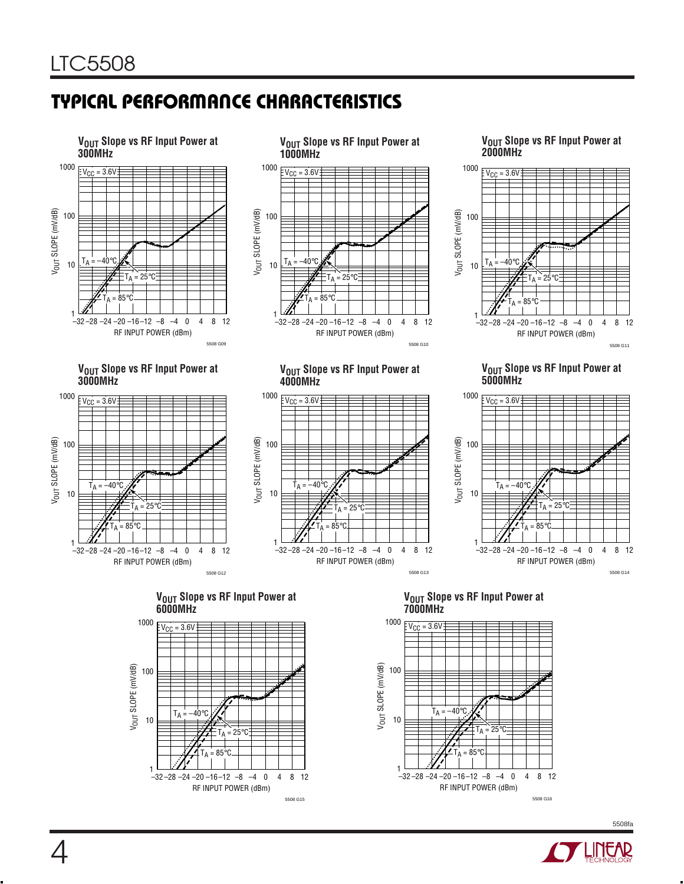## TYPICAL PERFORMANCE CHARACTERISTICS

**$V_{OUT}$ Slope vs RF Input Power at 300MHz**

$V_{CC}$ = 3.6V

$V_{OUT}$ SLOPE (mV/dB): 1, 10, 100, 1000

RF INPUT POWER (dBm): –32 –28 –24 –20 –16 –12 –8 –4 0 4 8 12

$T_A$ = –40°C, $T_A$ = 25°C, $T_A$ = 85°C

5508 G09

**$V_{OUT}$ Slope vs RF Input Power at 1000MHz**

$V_{CC}$ = 3.6V

$V_{OUT}$ SLOPE (mV/dB): 1, 10, 100, 1000

RF INPUT POWER (dBm): –32 –28 –24 –20 –16 –12 –8 –4 0 4 8 12

$T_A$ = –40°C, $T_A$ = 25°C, $T_A$ = 85°C

5508 G10

**$V_{OUT}$ Slope vs RF Input Power at 2000MHz**

$V_{CC}$ = 3.6V

$V_{OUT}$ SLOPE (mV/dB): 1, 10, 100, 1000

RF INPUT POWER (dBm): –32 –28 –24 –20 –16 –12 –8 –4 0 4 8 12

$T_A$ = –40°C, $T_A$ = 25°C, $T_A$ = 85°C

5508 G11

**$V_{OUT}$ Slope vs RF Input Power at 3000MHz**

$V_{CC}$ = 3.6V

$V_{OUT}$ SLOPE (mV/dB): 1, 10, 100, 1000

RF INPUT POWER (dBm): –32 –28 –24 –20 –16 –12 –8 –4 0 4 8 12

$T_A$ = –40°C, $T_A$ = 25°C, $T_A$ = 85°C

5508 G12

**$V_{OUT}$ Slope vs RF Input Power at 4000MHz**

$V_{CC}$ = 3.6V

$V_{OUT}$ SLOPE (mV/dB): 1, 10, 100, 1000

RF INPUT POWER (dBm): –32 –28 –24 –20 –16 –12 –8 –4 0 4 8 12

$T_A$ = –40°C, $T_A$ = 25°C, $T_A$ = 85°C

5508 G13

**$V_{OUT}$ Slope vs RF Input Power at 5000MHz**

$V_{CC}$ = 3.6V

$V_{OUT}$ SLOPE (mV/dB): 1, 10, 100, 1000

RF INPUT POWER (dBm): –32 –28 –24 –20 –16 –12 –8 –4 0 4 8 12

$T_A$ = –40°C, $T_A$ = 25°C, $T_A$ = 85°C

5508 G14

**$V_{OUT}$ Slope vs RF Input Power at 6000MHz**

$V_{CC}$ = 3.6V

$V_{OUT}$ SLOPE (mV/dB): 1, 10, 100, 1000

RF INPUT POWER (dBm): –32 –28 –24 –20 –16 –12 –8 –4 0 4 8 12

$T_A$ = –40°C, $T_A$ = 25°C, $T_A$ = 85°C

5508 G15

**$V_{OUT}$ Slope vs RF Input Power at 7000MHz**

$V_{CC}$ = 3.6V

$V_{OUT}$ SLOPE (mV/dB): 1, 10, 100, 1000

RF INPUT POWER (dBm): –32 –28 –24 –20 –16 –12 –8 –4 0 4 8 12

$T_A$ = –40°C, $T_A$ = 25°C, $T_A$ = 85°C

5508 G16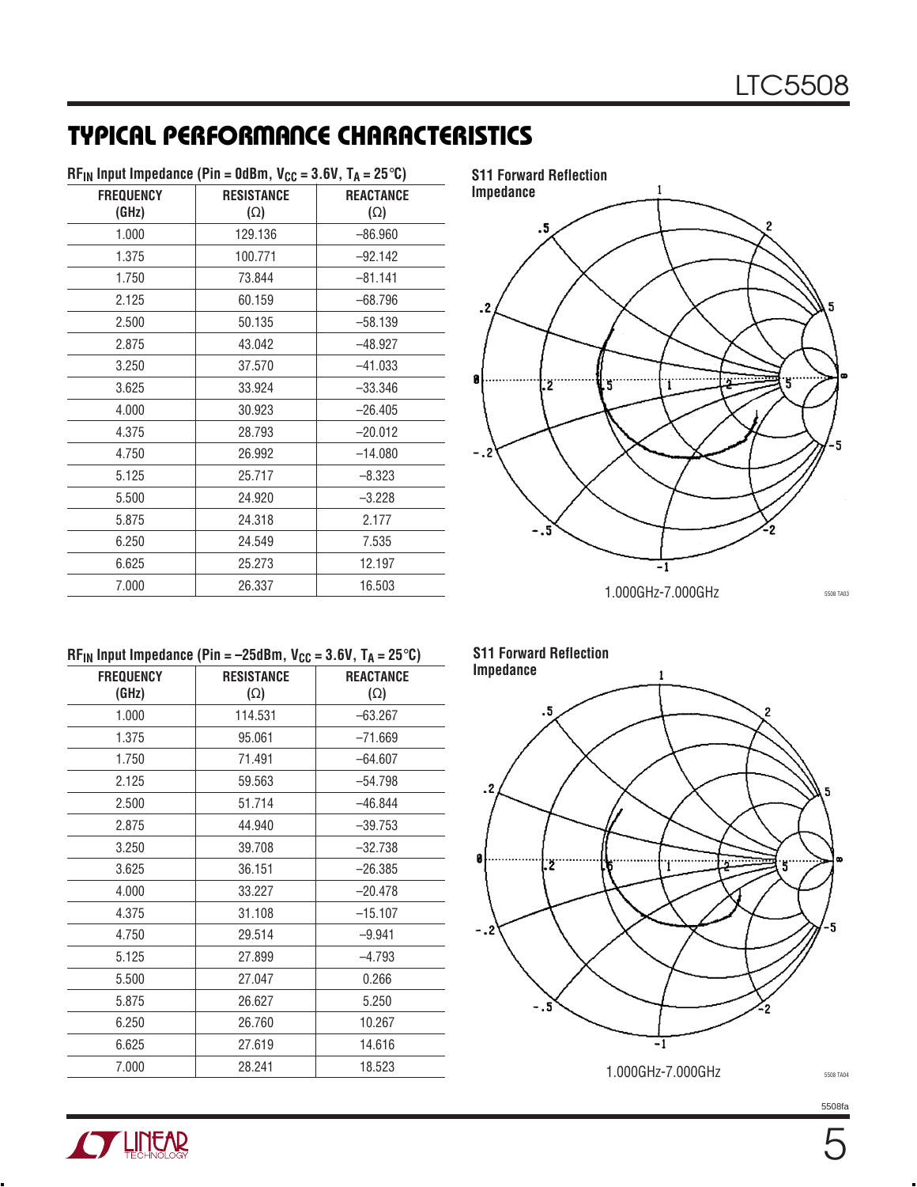## TYPICAL PERFORMANCE CHARACTERISTICS

**$RF_{IN}$ Input Impedance (Pin = 0dBm, $V_{CC}$ = 3.6V, $T_A$ = 25°C)**

| FREQUENCY (GHz) | RESISTANCE (Ω) | REACTANCE (Ω) |
|---|---|---|
| 1.000 | 129.136 | –86.960 |
| 1.375 | 100.771 | –92.142 |
| 1.750 | 73.844 | –81.141 |
| 2.125 | 60.159 | –68.796 |
| 2.500 | 50.135 | –58.139 |
| 2.875 | 43.042 | –48.927 |
| 3.250 | 37.570 | –41.033 |
| 3.625 | 33.924 | –33.346 |
| 4.000 | 30.923 | –26.405 |
| 4.375 | 28.793 | –20.012 |
| 4.750 | 26.992 | –14.080 |
| 5.125 | 25.717 | –8.323 |
| 5.500 | 24.920 | –3.228 |
| 5.875 | 24.318 | 2.177 |
| 6.250 | 24.549 | 7.535 |
| 6.625 | 25.273 | 12.197 |
| 7.000 | 26.337 | 16.503 |

**S11 Forward Reflection Impedance**

1.000GHz-7.000GHz

**$RF_{IN}$ Input Impedance (Pin = –25dBm, $V_{CC}$ = 3.6V, $T_A$ = 25°C)**

| FREQUENCY (GHz) | RESISTANCE (Ω) | REACTANCE (Ω) |
|---|---|---|
| 1.000 | 114.531 | –63.267 |
| 1.375 | 95.061 | –71.669 |
| 1.750 | 71.491 | –64.607 |
| 2.125 | 59.563 | –54.798 |
| 2.500 | 51.714 | –46.844 |
| 2.875 | 44.940 | –39.753 |
| 3.250 | 39.708 | –32.738 |
| 3.625 | 36.151 | –26.385 |
| 4.000 | 33.227 | –20.478 |
| 4.375 | 31.108 | –15.107 |
| 4.750 | 29.514 | –9.941 |
| 5.125 | 27.899 | –4.793 |
| 5.500 | 27.047 | 0.266 |
| 5.875 | 26.627 | 5.250 |
| 6.250 | 26.760 | 10.267 |
| 6.625 | 27.619 | 14.616 |
| 7.000 | 28.241 | 18.523 |

**S11 Forward Reflection Impedance**

1.000GHz-7.000GHz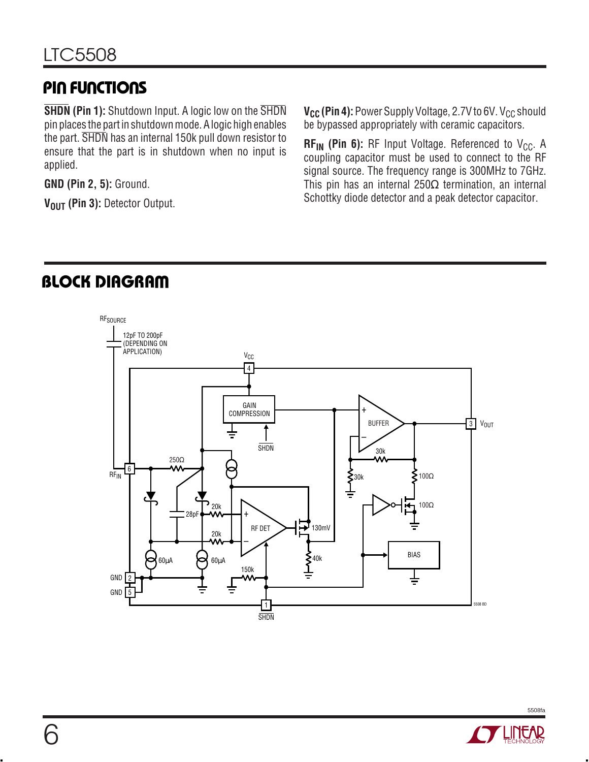## PIN FUNCTIONS

**$\overline{SHDN}$ (Pin 1):** Shutdown Input. A logic low on the $\overline{SHDN}$ pin places the part in shutdown mode. A logic high enables the part. $\overline{SHDN}$ has an internal 150k pull down resistor to ensure that the part is in shutdown when no input is applied.

**GND (Pin 2, 5):** Ground.

**$V_{OUT}$ (Pin 3):** Detector Output.

**$V_{CC}$ (Pin 4):** Power Supply Voltage, 2.7V to 6V. $V_{CC}$ should be bypassed appropriately with ceramic capacitors.

**$RF_{IN}$ (Pin 6):** RF Input Voltage. Referenced to $V_{CC}$. A coupling capacitor must be used to connect to the RF signal source. The frequency range is 300MHz to 7GHz. This pin has an internal 250Ω termination, an internal Schottky diode detector and a peak detector capacitor.

## BLOCK DIAGRAM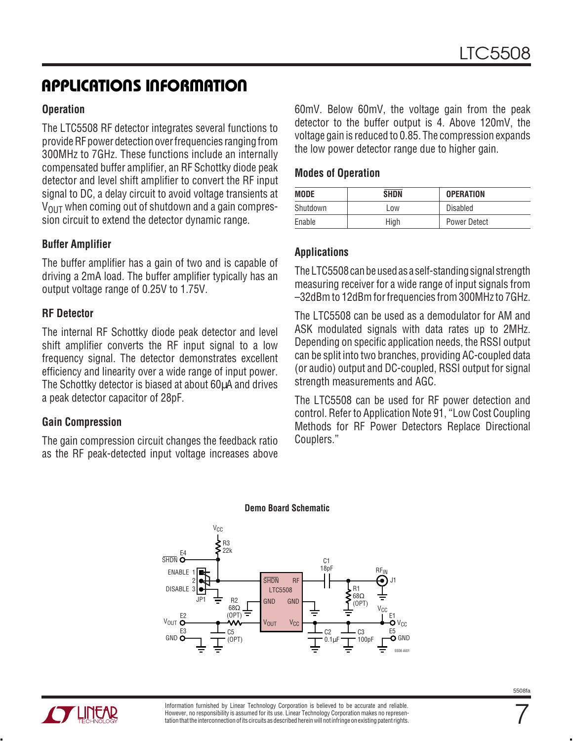## APPLICATIONS INFORMATION

### Operation

The LTC5508 RF detector integrates several functions to provide RF power detection over frequencies ranging from 300MHz to 7GHz. These functions include an internally compensated buffer amplifier, an RF Schottky diode peak detector and level shift amplifier to convert the RF input signal to DC, a delay circuit to avoid voltage transients at $V_{OUT}$ when coming out of shutdown and a gain compression circuit to extend the detector dynamic range.

### Buffer Amplifier

The buffer amplifier has a gain of two and is capable of driving a 2mA load. The buffer amplifier typically has an output voltage range of 0.25V to 1.75V.

### RF Detector

The internal RF Schottky diode peak detector and level shift amplifier converts the RF input signal to a low frequency signal. The detector demonstrates excellent efficiency and linearity over a wide range of input power. The Schottky detector is biased at about 60µA and drives a peak detector capacitor of 28pF.

### Gain Compression

The gain compression circuit changes the feedback ratio as the RF peak-detected input voltage increases above 60mV. Below 60mV, the voltage gain from the peak detector to the buffer output is 4. Above 120mV, the voltage gain is reduced to 0.85. The compression expands the low power detector range due to higher gain.

### Modes of Operation

| MODE | $\overline{SHDN}$ | OPERATION |
|---|---|---|
| Shutdown | Low | Disabled |
| Enable | High | Power Detect |

### Applications

The LTC5508 can be used as a self-standing signal strength measuring receiver for a wide range of input signals from –32dBm to 12dBm for frequencies from 300MHz to 7GHz.

The LTC5508 can be used as a demodulator for AM and ASK modulated signals with data rates up to 2MHz. Depending on specific application needs, the RSSI output can be split into two branches, providing AC-coupled data (or audio) output and DC-coupled, RSSI output for signal strength measurements and AGC.

The LTC5508 can be used for RF power detection and control. Refer to Application Note 91, "Low Cost Coupling Methods for RF Power Detectors Replace Directional Couplers."

**Demo Board Schematic**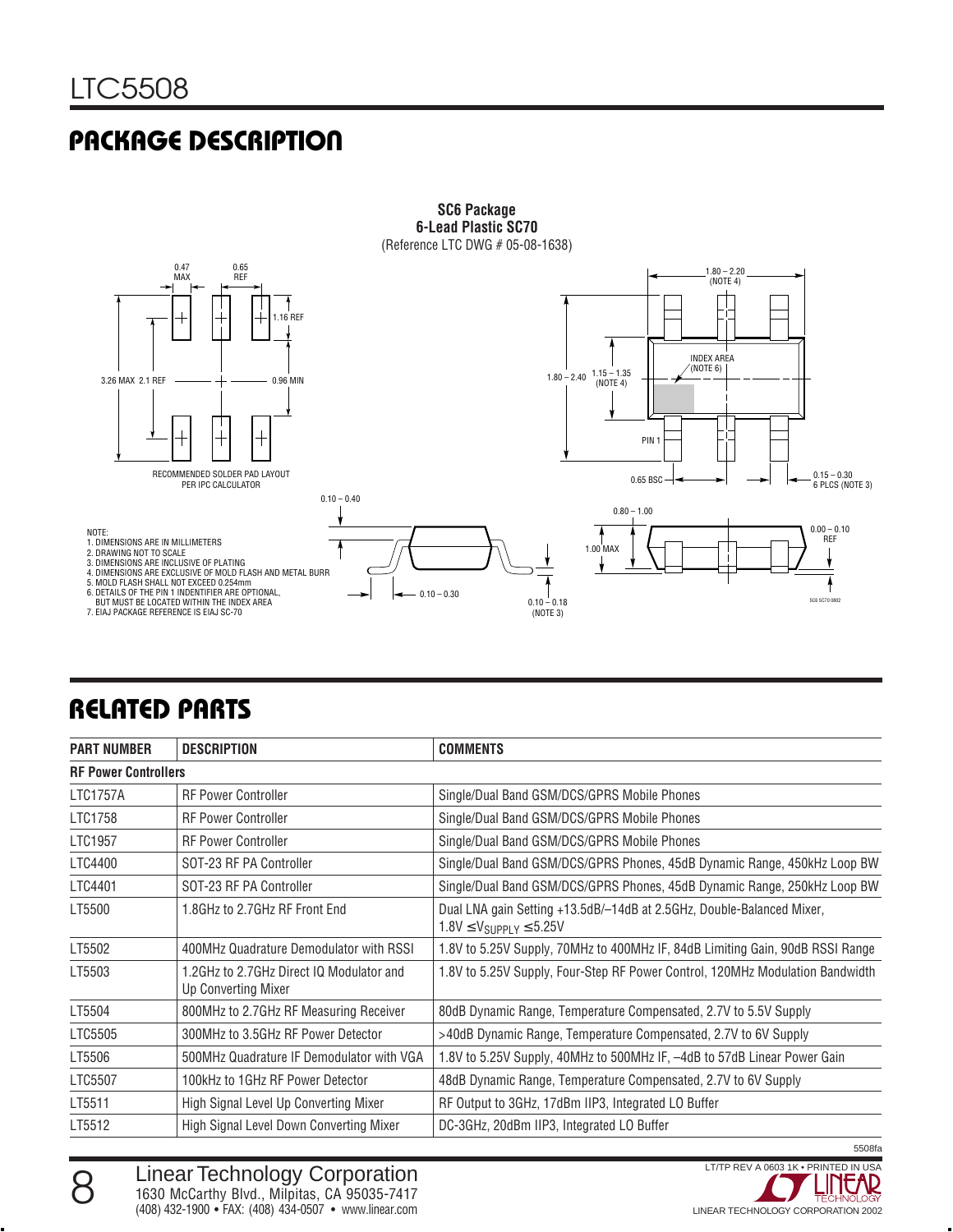## PACKAGE DESCRIPTION

**SC6 Package**
**6-Lead Plastic SC70**
(Reference LTC DWG # 05-08-1638)

0.47 MAX
0.65 REF
1.16 REF
3.26 MAX
2.1 REF
0.96 MIN
RECOMMENDED SOLDER PAD LAYOUT PER IPC CALCULATOR

1.80 – 2.20 (NOTE 4)
INDEX AREA (NOTE 6)
1.80 – 2.40
1.15 – 1.35 (NOTE 4)
PIN 1
0.65 BSC
0.15 – 0.30 6 PLCS (NOTE 3)

0.10 – 0.40
0.10 – 0.30
0.10 – 0.18 (NOTE 3)
0.80 – 1.00
1.00 MAX
0.00 – 0.10 REF

NOTE:
1. DIMENSIONS ARE IN MILLIMETERS
2. DRAWING NOT TO SCALE
3. DIMENSIONS ARE INCLUSIVE OF PLATING
4. DIMENSIONS ARE EXCLUSIVE OF MOLD FLASH AND METAL BURR
5. MOLD FLASH SHALL NOT EXCEED 0.254mm
6. DETAILS OF THE PIN 1 INDENTIFIER ARE OPTIONAL, BUT MUST BE LOCATED WITHIN THE INDEX AREA
7. EIAJ PACKAGE REFERENCE IS EIAJ SC-70

SC6 SC70 0802

## RELATED PARTS

| PART NUMBER | DESCRIPTION | COMMENTS |
|---|---|---|
| **RF Power Controllers** | | |
| LTC1757A | RF Power Controller | Single/Dual Band GSM/DCS/GPRS Mobile Phones |
| LTC1758 | RF Power Controller | Single/Dual Band GSM/DCS/GPRS Mobile Phones |
| LTC1957 | RF Power Controller | Single/Dual Band GSM/DCS/GPRS Mobile Phones |
| LTC4400 | SOT-23 RF PA Controller | Single/Dual Band GSM/DCS/GPRS Phones, 45dB Dynamic Range, 450kHz Loop BW |
| LTC4401 | SOT-23 RF PA Controller | Single/Dual Band GSM/DCS/GPRS Phones, 45dB Dynamic Range, 250kHz Loop BW |
| LT5500 | 1.8GHz to 2.7GHz RF Front End | Dual LNA gain Setting +13.5dB/–14dB at 2.5GHz, Double-Balanced Mixer, 1.8V ≤ $V_{SUPPLY}$ ≤ 5.25V |
| LT5502 | 400MHz Quadrature Demodulator with RSSI | 1.8V to 5.25V Supply, 70MHz to 400MHz IF, 84dB Limiting Gain, 90dB RSSI Range |
| LT5503 | 1.2GHz to 2.7GHz Direct IQ Modulator and Up Converting Mixer | 1.8V to 5.25V Supply, Four-Step RF Power Control, 120MHz Modulation Bandwidth |
| LT5504 | 800MHz to 2.7GHz RF Measuring Receiver | 80dB Dynamic Range, Temperature Compensated, 2.7V to 5.5V Supply |
| LTC5505 | 300MHz to 3.5GHz RF Power Detector | >40dB Dynamic Range, Temperature Compensated, 2.7V to 6V Supply |
| LT5506 | 500MHz Quadrature IF Demodulator with VGA | 1.8V to 5.25V Supply, 40MHz to 500MHz IF, –4dB to 57dB Linear Power Gain |
| LTC5507 | 100kHz to 1GHz RF Power Detector | 48dB Dynamic Range, Temperature Compensated, 2.7V to 6V Supply |
| LT5511 | High Signal Level Up Converting Mixer | RF Output to 3GHz, 17dBm IIP3, Integrated LO Buffer |
| LT5512 | High Signal Level Down Converting Mixer | DC-3GHz, 20dBm IIP3, Integrated LO Buffer |

Linear Technology Corporation
1630 McCarthy Blvd., Milpitas, CA 95035-7417
(408) 432-1900 • FAX: (408) 434-0507 • www.linear.com

LT/TP REV A 0603 1K • PRINTED IN USA
© LINEAR TECHNOLOGY CORPORATION 2002